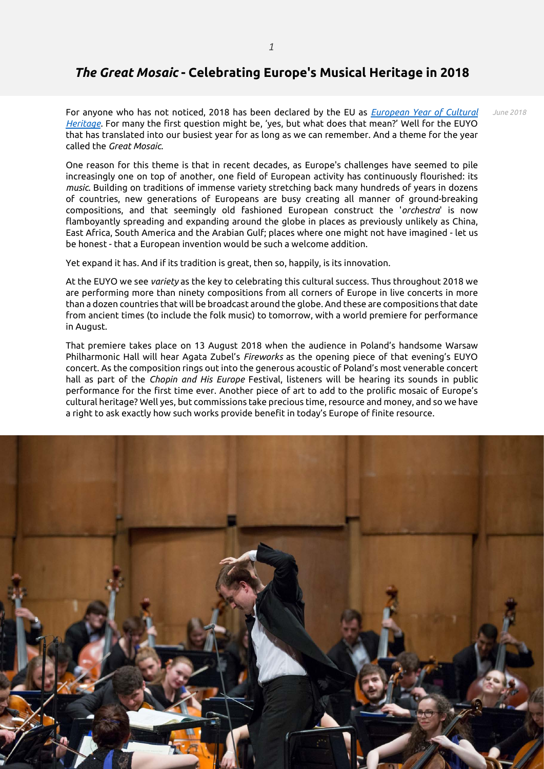# *The Great Mosaic* - Celebrating Europe's Musical Heritage in 2018

*June 2018*

For anyone who has not noticed, 2018 has been declared by the EU as *European Year of Cultural Heritage*. For many the first question might be, 'yes, but what does that mean?' Well for the EUYO that has translated into our busiest year for as long as we can remember. And a theme for the year called the *Great Mosaic*.

One reason for this theme is that in recent decades, as Europe's challenges have seemed to pile increasingly one on top of another, one field of European activity has continuously flourished: its *music*. Building on traditions of immense variety stretching back many hundreds of years in dozens of countries, new generations of Europeans are busy creating all manner of ground-breaking compositions, and that seemingly old fashioned European construct the '*orchestra*' is now flamboyantly spreading and expanding around the globe in places as previously unlikely as China, East Africa, South America and the Arabian Gulf; places where one might not have imagined - let us be honest - that a European invention would be such a welcome addition.

Yet expand it has. And if its tradition is great, then so, happily, is its innovation.

At the EUYO we see *variety* as the key to celebrating this cultural success. Thus throughout 2018 we are performing more than ninety compositions from all corners of Europe in live concerts in more than a dozen countries that will be broadcast around the globe. And these are compositions that date from ancient times (to include the folk music) to tomorrow, with a world premiere for performance in August.

That premiere takes place on 13 August 2018 when the audience in Poland's handsome Warsaw Philharmonic Hall will hear Agata Zubel's *Fireworks* as the opening piece of that evening's EUYO concert. As the composition rings out into the generous acoustic of Poland's most venerable concert hall as part of the *Chopin and His Europe* Festival, listeners will be hearing its sounds in public performance for the first time ever. Another piece of art to add to the prolific mosaic of Europe's cultural heritage? Well yes, but commissions take precious time, resource and money, and so we have a right to ask exactly how such works provide benefit in today's Europe of finite resource.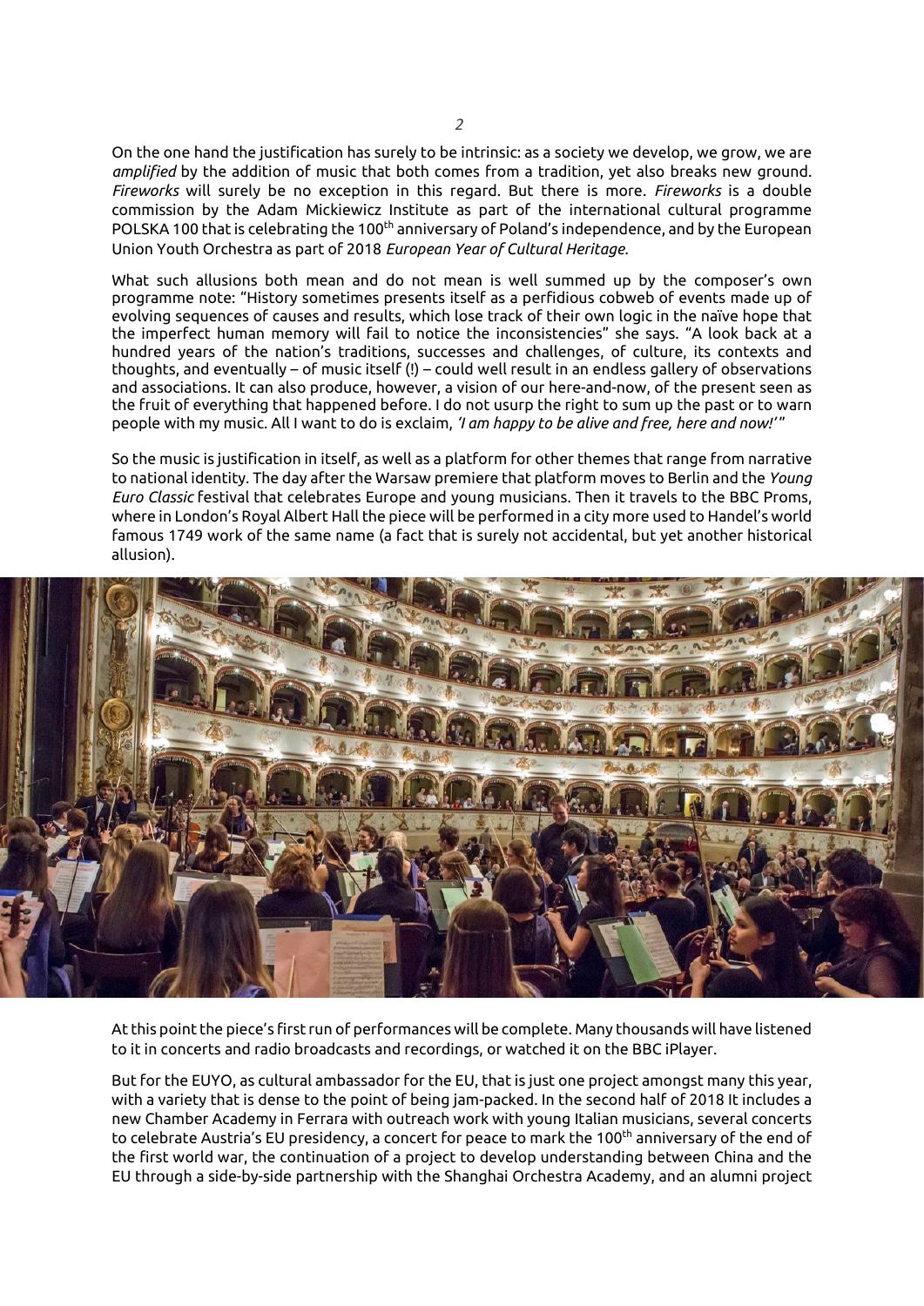On the one hand the justification has surely to be intrinsic: as a society we develop, we grow, we are *amplified* by the addition of music that both comes from a tradition, yet also breaks new ground. *Fireworks* will surely be no exception in this regard. But there is more. *Fireworks* is a double commission by the Adam Mickiewicz Institute as part of the international cultural programme POLSKA 100 that is celebrating the 100th anniversary of Poland's independence, and by the European Union Youth Orchestra as part of 2018 *European Year of Cultural Heritage.*

What such allusions both mean and do not mean is well summed up by the composer's own programme note: "History sometimes presents itself as a perfidious cobweb of events made up of evolving sequences of causes and results, which lose track of their own logic in the naïve hope that the imperfect human memory will fail to notice the inconsistencies" she says. "A look back at a hundred years of the nation's traditions, successes and challenges, of culture, its contexts and thoughts, and eventually – of music itself (!) – could well result in an endless gallery of observations and associations. It can also produce, however, a vision of our here-and-now, of the present seen as the fruit of everything that happened before. I do not usurp the right to sum up the past or to warn people with my music. All I want to do is exclaim, *'I am happy to be alive and free, here and now!'*"

So the music is justification in itself, as well as a platform for other themes that range from narrative to national identity. The day after the Warsaw premiere that platform moves to Berlin and the *Young Euro Classic* festival that celebrates Europe and young musicians. Then it travels to the BBC Proms, where in London's Royal Albert Hall the piece will be performed in a city more used to Handel's world famous 1749 work of the same name (a fact that is surely not accidental, but yet another historical allusion).

At this point the piece's first run of performances will be complete. Many thousands will have listened to it in concerts and radio broadcasts and recordings, or watched it on the BBC iPlayer.

But for the EUYO, as cultural ambassador for the EU, that is just one project amongst many this year, with a variety that is dense to the point of being jam-packed. In the second half of 2018 It includes a new Chamber Academy in Ferrara with outreach work with young Italian musicians, several concerts to celebrate Austria's EU presidency, a concert for peace to mark the 100th anniversary of the end of the first world war, the continuation of a project to develop understanding between China and the EU through a side-by-side partnership with the Shanghai Orchestra Academy, and an alumni project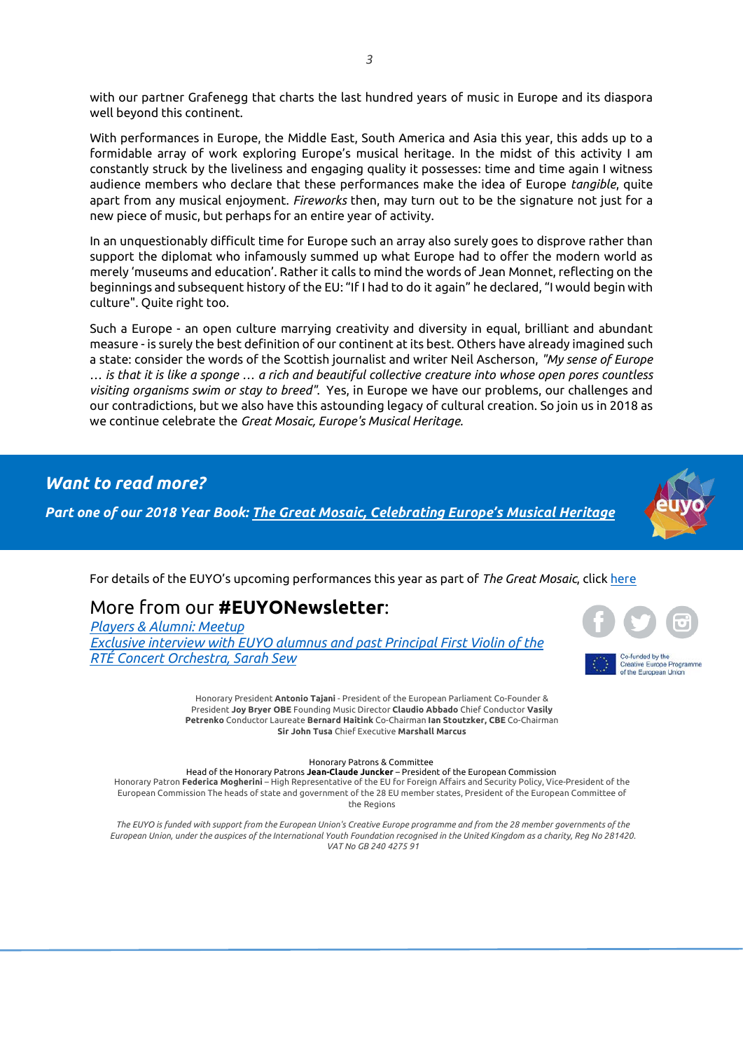with our partner Grafenegg that charts the last hundred years of music in Europe and its diaspora well beyond this continent.

With performances in Europe, the Middle East, South America and Asia this year, this adds up to a formidable array of work exploring Europe's musical heritage. In the midst of this activity I am constantly struck by the liveliness and engaging quality it possesses: time and time again I witness audience members who declare that these performances make the idea of Europe *tangible*, quite apart from any musical enjoyment. *Fireworks* then, may turn out to be the signature not just for a new piece of music, but perhaps for an entire year of activity.

In an unquestionably difficult time for Europe such an array also surely goes to disprove rather than support the diplomat who infamously summed up what Europe had to offer the modern world as merely 'museums and education'. Rather it calls to mind the words of Jean Monnet, reflecting on the beginnings and subsequent history of the EU: "If I had to do it again" he declared, "I would begin with culture". Quite right too.

Such a Europe - an open culture marrying creativity and diversity in equal, brilliant and abundant measure - is surely the best definition of our continent at its best. Others have already imagined such a state: consider the words of the Scottish journalist and writer Neil Ascherson, *"My sense of Europe … is that it is like a sponge … a rich and beautiful collective creature into whose open pores countless visiting organisms swim or stay to breed".* Yes, in Europe we have our problems, our challenges and our contradictions, but we also have this astounding legacy of cultural creation. So join us in 2018 as we continue celebrate the *Great Mosaic, Europe's Musical Heritage.*

## *Want to read more?*

***Part one of our 2018 Year Book: The Great Mosaic, Celebrating Europe's Musical Heritage***

For details of the EUYO's upcoming performances this year as part of *The Great Mosaic*, click here

## More from our **#EUYONewsletter**:

*Players & Alumni: Meetup*

*Exclusive interview with EUYO alumnus and past Principal First Violin of the RTÉ Concert Orchestra, Sarah Sew*

Co-funded by the Creative Europe Programme of the European Union

Honorary President **Antonio Tajani** - President of the European Parliament Co-Founder & President **Joy Bryer OBE** Founding Music Director **Claudio Abbado** Chief Conductor **Vasily Petrenko** Conductor Laureate **Bernard Haitink** Co-Chairman **Ian Stoutzker, CBE** Co-Chairman **Sir John Tusa** Chief Executive **Marshall Marcus**

Honorary Patrons & Committee
Head of the Honorary Patrons **Jean-Claude Juncker** – President of the European Commission
Honorary Patron **Federica Mogherini** – High Representative of the EU for Foreign Affairs and Security Policy, Vice-President of the European Commission The heads of state and government of the 28 EU member states, President of the European Committee of the Regions

*The EUYO is funded with support from the European Union's Creative Europe programme and from the 28 member governments of the European Union, under the auspices of the International Youth Foundation recognised in the United Kingdom as a charity, Reg No 281420. VAT No GB 240 4275 91*